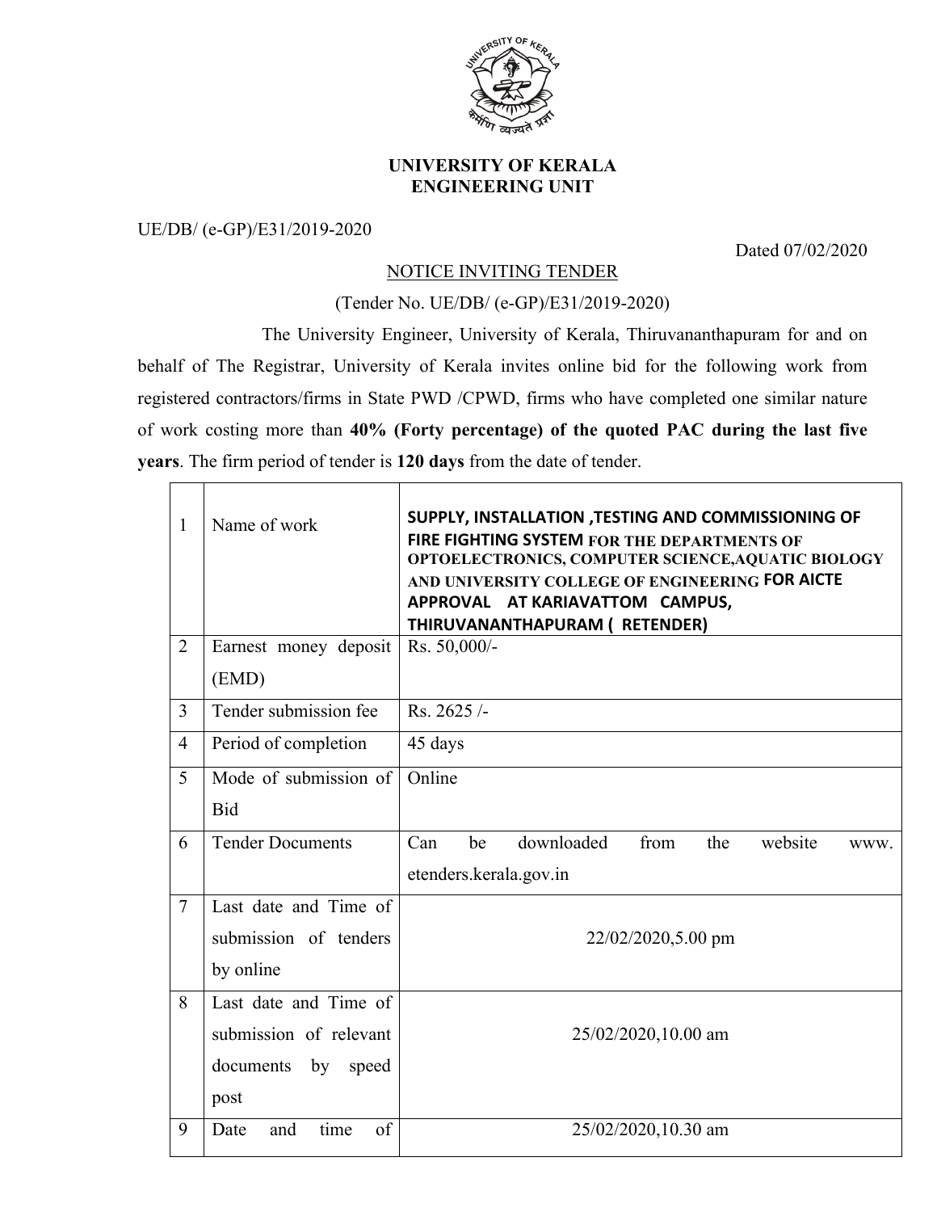**UNIVERSITY OF KERALA**
**ENGINEERING UNIT**

UE/DB/ (e-GP)/E31/2019-2020

Dated 07/02/2020

NOTICE INVITING TENDER

(Tender No. UE/DB/ (e-GP)/E31/2019-2020)

The University Engineer, University of Kerala, Thiruvananthapuram for and on behalf of The Registrar, University of Kerala invites online bid for the following work from registered contractors/firms in State PWD /CPWD, firms who have completed one similar nature of work costing more than **40% (Forty percentage) of the quoted PAC during the last five years**. The firm period of tender is **120 days** from the date of tender.

| | | |
|---|---|---|
| 1 | Name of work | **SUPPLY, INSTALLATION ,TESTING AND COMMISSIONING OF FIRE FIGHTING SYSTEM FOR THE DEPARTMENTS OF OPTOELECTRONICS, COMPUTER SCIENCE,AQUATIC BIOLOGY AND UNIVERSITY COLLEGE OF ENGINEERING FOR AICTE APPROVAL AT KARIAVATTOM CAMPUS, THIRUVANANTHAPURAM ( RETENDER)** |
| 2 | Earnest money deposit (EMD) | Rs. 50,000/- |
| 3 | Tender submission fee | Rs. 2625 /- |
| 4 | Period of completion | 45 days |
| 5 | Mode of submission of Bid | Online |
| 6 | Tender Documents | Can be downloaded from the website www. etenders.kerala.gov.in |
| 7 | Last date and Time of submission of tenders by online | 22/02/2020,5.00 pm |
| 8 | Last date and Time of submission of relevant documents by speed post | 25/02/2020,10.00 am |
| 9 | Date and time of | 25/02/2020,10.30 am |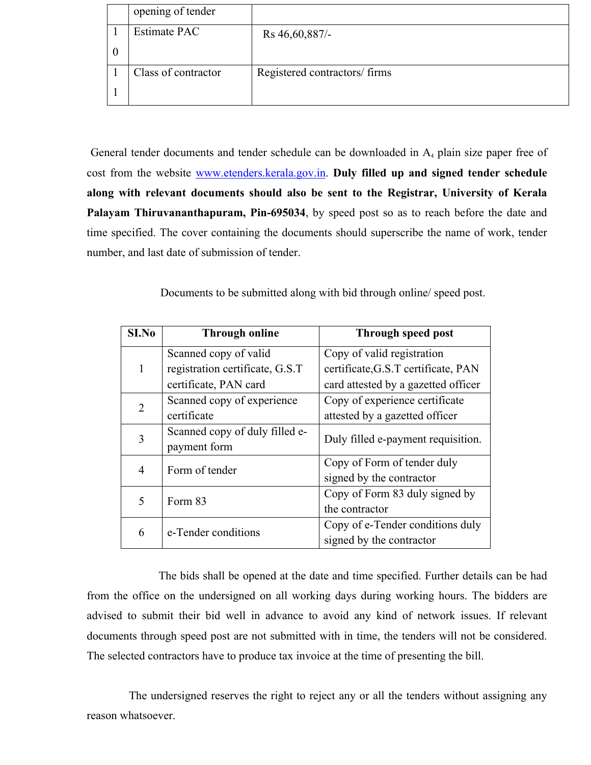| | | |
|---|---|---|
| | opening of tender | |
| 10 | Estimate PAC | Rs 46,60,887/- |
| 11 | Class of contractor | Registered contractors/ firms |

General tender documents and tender schedule can be downloaded in $A_4$ plain size paper free of cost from the website www.etenders.kerala.gov.in. **Duly filled up and signed tender schedule along with relevant documents should also be sent to the Registrar, University of Kerala Palayam Thiruvananthapuram, Pin-695034**, by speed post so as to reach before the date and time specified. The cover containing the documents should superscribe the name of work, tender number, and last date of submission of tender.

Documents to be submitted along with bid through online/ speed post.

| SI.No | Through online | Through speed post |
|---|---|---|
| 1 | Scanned copy of valid registration certificate, G.S.T certificate, PAN card | Copy of valid registration certificate,G.S.T certificate, PAN card attested by a gazetted officer |
| 2 | Scanned copy of experience certificate | Copy of experience certificate attested by a gazetted officer |
| 3 | Scanned copy of duly filled e-payment form | Duly filled e-payment requisition. |
| 4 | Form of tender | Copy of Form of tender duly signed by the contractor |
| 5 | Form 83 | Copy of Form 83 duly signed by the contractor |
| 6 | e-Tender conditions | Copy of e-Tender conditions duly signed by the contractor |

The bids shall be opened at the date and time specified. Further details can be had from the office on the undersigned on all working days during working hours. The bidders are advised to submit their bid well in advance to avoid any kind of network issues. If relevant documents through speed post are not submitted with in time, the tenders will not be considered. The selected contractors have to produce tax invoice at the time of presenting the bill.

The undersigned reserves the right to reject any or all the tenders without assigning any reason whatsoever.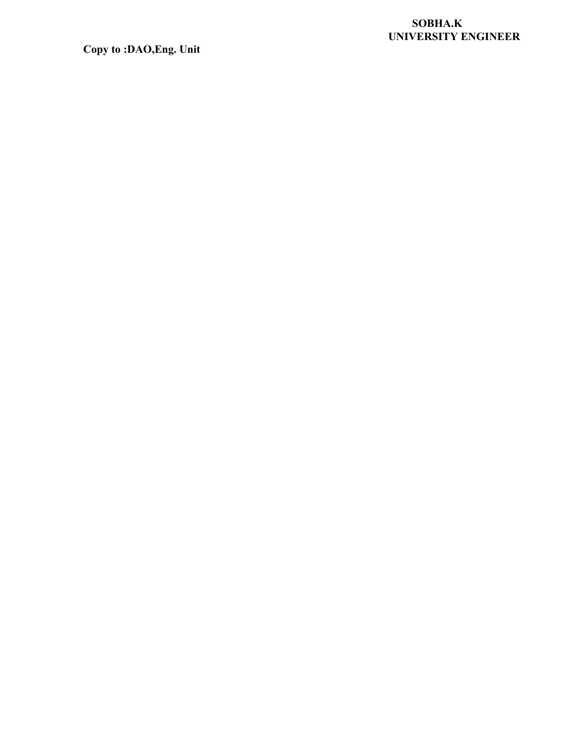**SOBHA.K**
**UNIVERSITY ENGINEER**

**Copy to :DAO,Eng. Unit**